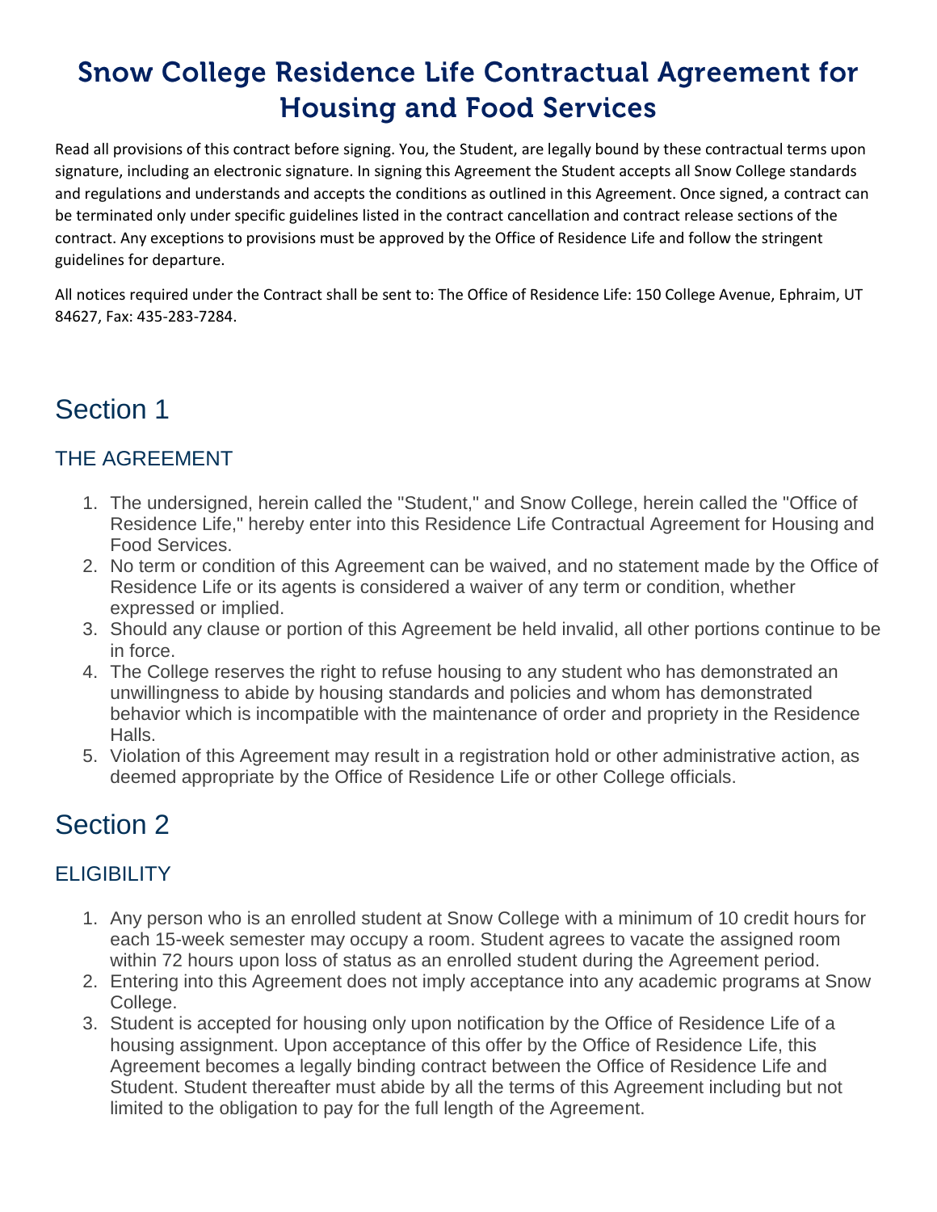# Snow College Residence Life Contractual Agreement for Housing and Food Services

Read all provisions of this contract before signing. You, the Student, are legally bound by these contractual terms upon signature, including an electronic signature. In signing this Agreement the Student accepts all Snow College standards and regulations and understands and accepts the conditions as outlined in this Agreement. Once signed, a contract can be terminated only under specific guidelines listed in the contract cancellation and contract release sections of the contract. Any exceptions to provisions must be approved by the Office of Residence Life and follow the stringent guidelines for departure.

All notices required under the Contract shall be sent to: The Office of Residence Life: 150 College Avenue, Ephraim, UT 84627, Fax: 435-283-7284.

## Section 1

### THE AGREEMENT

1. The undersigned, herein called the "Student," and Snow College, herein called the "Office of Residence Life," hereby enter into this Residence Life Contractual Agreement for Housing and Food Services.
2. No term or condition of this Agreement can be waived, and no statement made by the Office of Residence Life or its agents is considered a waiver of any term or condition, whether expressed or implied.
3. Should any clause or portion of this Agreement be held invalid, all other portions continue to be in force.
4. The College reserves the right to refuse housing to any student who has demonstrated an unwillingness to abide by housing standards and policies and whom has demonstrated behavior which is incompatible with the maintenance of order and propriety in the Residence Halls.
5. Violation of this Agreement may result in a registration hold or other administrative action, as deemed appropriate by the Office of Residence Life or other College officials.

## Section 2

### ELIGIBILITY

1. Any person who is an enrolled student at Snow College with a minimum of 10 credit hours for each 15-week semester may occupy a room. Student agrees to vacate the assigned room within 72 hours upon loss of status as an enrolled student during the Agreement period.
2. Entering into this Agreement does not imply acceptance into any academic programs at Snow College.
3. Student is accepted for housing only upon notification by the Office of Residence Life of a housing assignment. Upon acceptance of this offer by the Office of Residence Life, this Agreement becomes a legally binding contract between the Office of Residence Life and Student. Student thereafter must abide by all the terms of this Agreement including but not limited to the obligation to pay for the full length of the Agreement.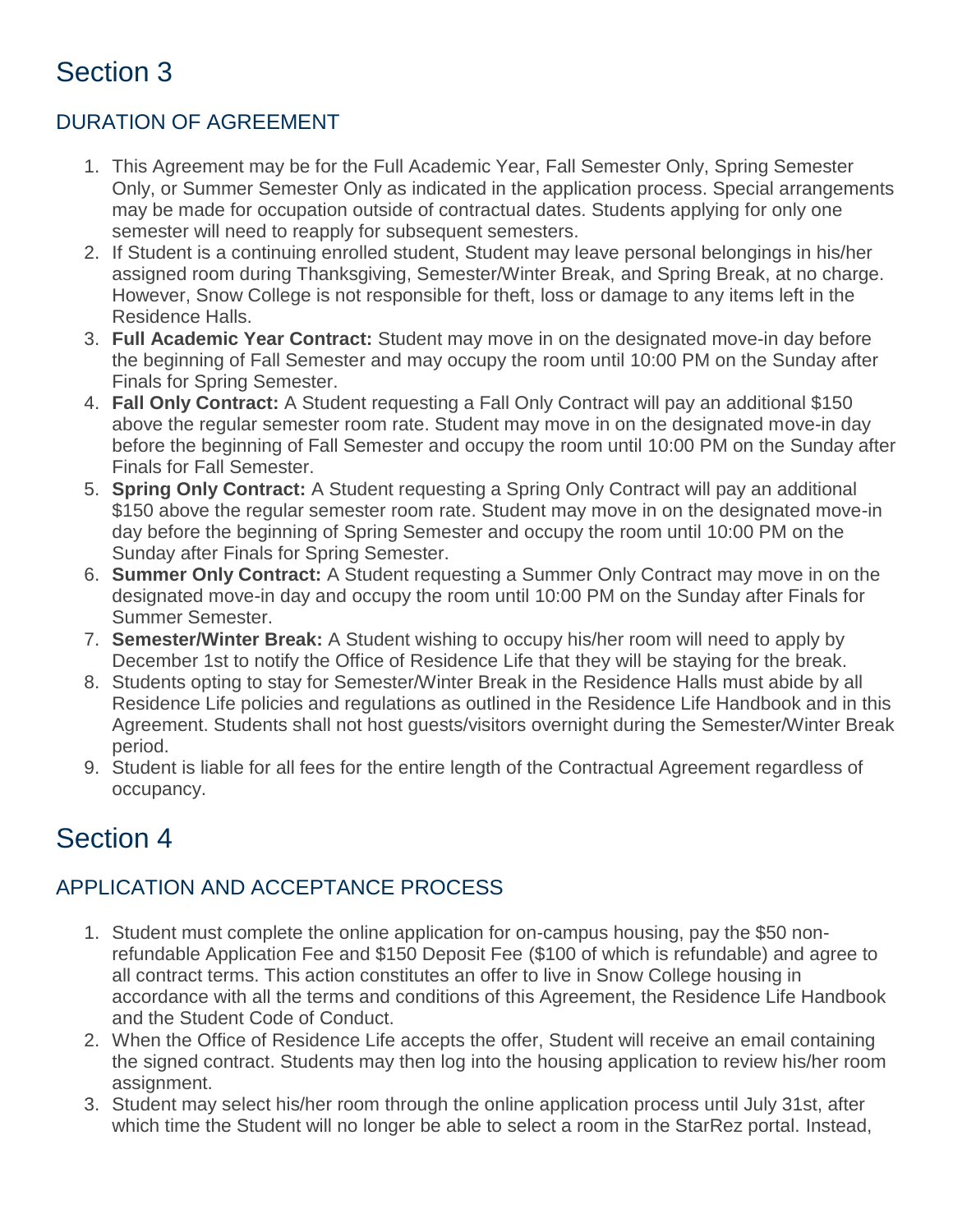# Section 3

## DURATION OF AGREEMENT

1. This Agreement may be for the Full Academic Year, Fall Semester Only, Spring Semester Only, or Summer Semester Only as indicated in the application process. Special arrangements may be made for occupation outside of contractual dates. Students applying for only one semester will need to reapply for subsequent semesters.
2. If Student is a continuing enrolled student, Student may leave personal belongings in his/her assigned room during Thanksgiving, Semester/Winter Break, and Spring Break, at no charge. However, Snow College is not responsible for theft, loss or damage to any items left in the Residence Halls.
3. **Full Academic Year Contract:** Student may move in on the designated move-in day before the beginning of Fall Semester and may occupy the room until 10:00 PM on the Sunday after Finals for Spring Semester.
4. **Fall Only Contract:** A Student requesting a Fall Only Contract will pay an additional $150 above the regular semester room rate. Student may move in on the designated move-in day before the beginning of Fall Semester and occupy the room until 10:00 PM on the Sunday after Finals for Fall Semester.
5. **Spring Only Contract:** A Student requesting a Spring Only Contract will pay an additional $150 above the regular semester room rate. Student may move in on the designated move-in day before the beginning of Spring Semester and occupy the room until 10:00 PM on the Sunday after Finals for Spring Semester.
6. **Summer Only Contract:** A Student requesting a Summer Only Contract may move in on the designated move-in day and occupy the room until 10:00 PM on the Sunday after Finals for Summer Semester.
7. **Semester/Winter Break:** A Student wishing to occupy his/her room will need to apply by December 1st to notify the Office of Residence Life that they will be staying for the break.
8. Students opting to stay for Semester/Winter Break in the Residence Halls must abide by all Residence Life policies and regulations as outlined in the Residence Life Handbook and in this Agreement. Students shall not host guests/visitors overnight during the Semester/Winter Break period.
9. Student is liable for all fees for the entire length of the Contractual Agreement regardless of occupancy.

# Section 4

## APPLICATION AND ACCEPTANCE PROCESS

1. Student must complete the online application for on-campus housing, pay the $50 non-refundable Application Fee and $150 Deposit Fee ($100 of which is refundable) and agree to all contract terms. This action constitutes an offer to live in Snow College housing in accordance with all the terms and conditions of this Agreement, the Residence Life Handbook and the Student Code of Conduct.
2. When the Office of Residence Life accepts the offer, Student will receive an email containing the signed contract. Students may then log into the housing application to review his/her room assignment.
3. Student may select his/her room through the online application process until July 31st, after which time the Student will no longer be able to select a room in the StarRez portal. Instead,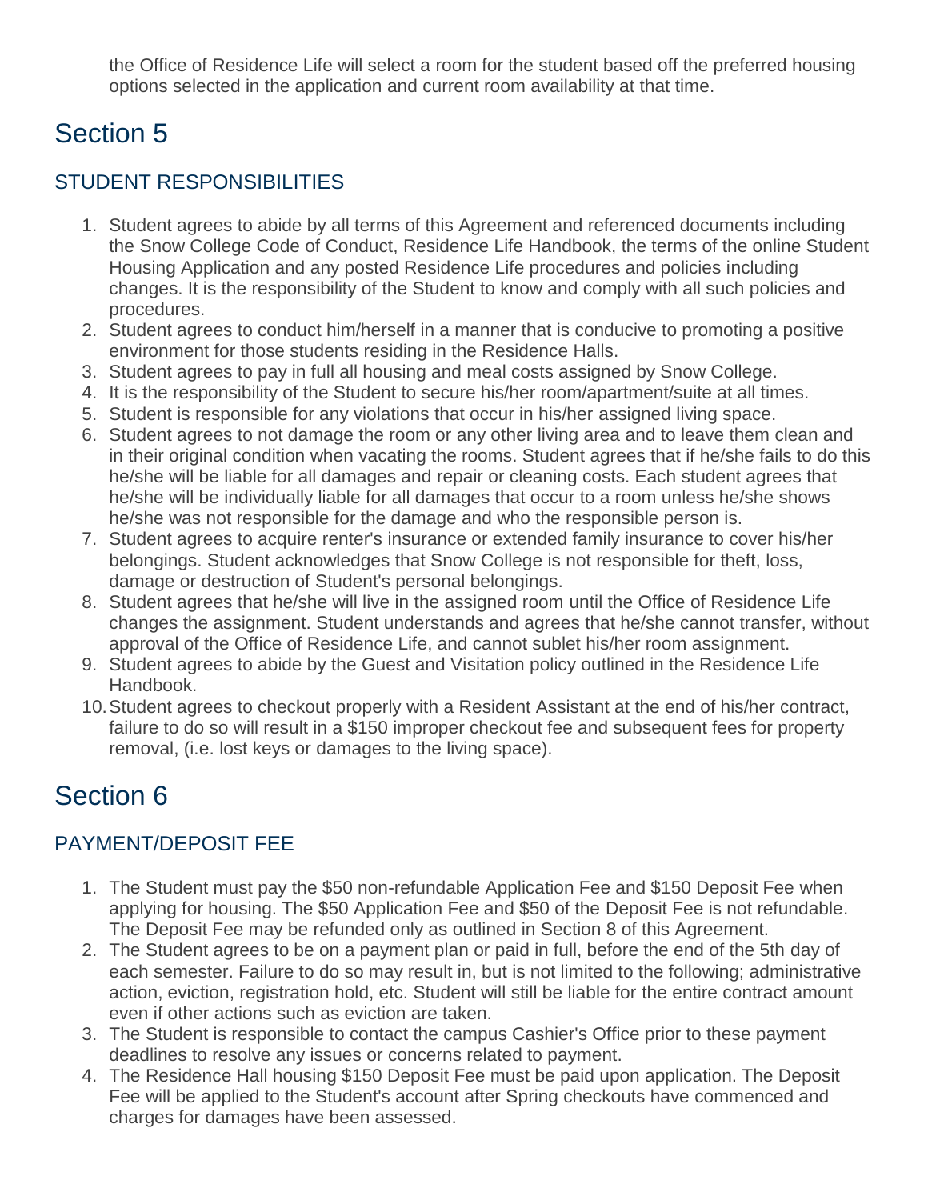the Office of Residence Life will select a room for the student based off the preferred housing options selected in the application and current room availability at that time.

# Section 5

## STUDENT RESPONSIBILITIES

1. Student agrees to abide by all terms of this Agreement and referenced documents including the Snow College Code of Conduct, Residence Life Handbook, the terms of the online Student Housing Application and any posted Residence Life procedures and policies including changes. It is the responsibility of the Student to know and comply with all such policies and procedures.
2. Student agrees to conduct him/herself in a manner that is conducive to promoting a positive environment for those students residing in the Residence Halls.
3. Student agrees to pay in full all housing and meal costs assigned by Snow College.
4. It is the responsibility of the Student to secure his/her room/apartment/suite at all times.
5. Student is responsible for any violations that occur in his/her assigned living space.
6. Student agrees to not damage the room or any other living area and to leave them clean and in their original condition when vacating the rooms. Student agrees that if he/she fails to do this he/she will be liable for all damages and repair or cleaning costs. Each student agrees that he/she will be individually liable for all damages that occur to a room unless he/she shows he/she was not responsible for the damage and who the responsible person is.
7. Student agrees to acquire renter's insurance or extended family insurance to cover his/her belongings. Student acknowledges that Snow College is not responsible for theft, loss, damage or destruction of Student's personal belongings.
8. Student agrees that he/she will live in the assigned room until the Office of Residence Life changes the assignment. Student understands and agrees that he/she cannot transfer, without approval of the Office of Residence Life, and cannot sublet his/her room assignment.
9. Student agrees to abide by the Guest and Visitation policy outlined in the Residence Life Handbook.
10. Student agrees to checkout properly with a Resident Assistant at the end of his/her contract, failure to do so will result in a $150 improper checkout fee and subsequent fees for property removal, (i.e. lost keys or damages to the living space).

# Section 6

## PAYMENT/DEPOSIT FEE

1. The Student must pay the $50 non-refundable Application Fee and $150 Deposit Fee when applying for housing. The $50 Application Fee and $50 of the Deposit Fee is not refundable. The Deposit Fee may be refunded only as outlined in Section 8 of this Agreement.
2. The Student agrees to be on a payment plan or paid in full, before the end of the 5th day of each semester. Failure to do so may result in, but is not limited to the following; administrative action, eviction, registration hold, etc. Student will still be liable for the entire contract amount even if other actions such as eviction are taken.
3. The Student is responsible to contact the campus Cashier's Office prior to these payment deadlines to resolve any issues or concerns related to payment.
4. The Residence Hall housing $150 Deposit Fee must be paid upon application. The Deposit Fee will be applied to the Student's account after Spring checkouts have commenced and charges for damages have been assessed.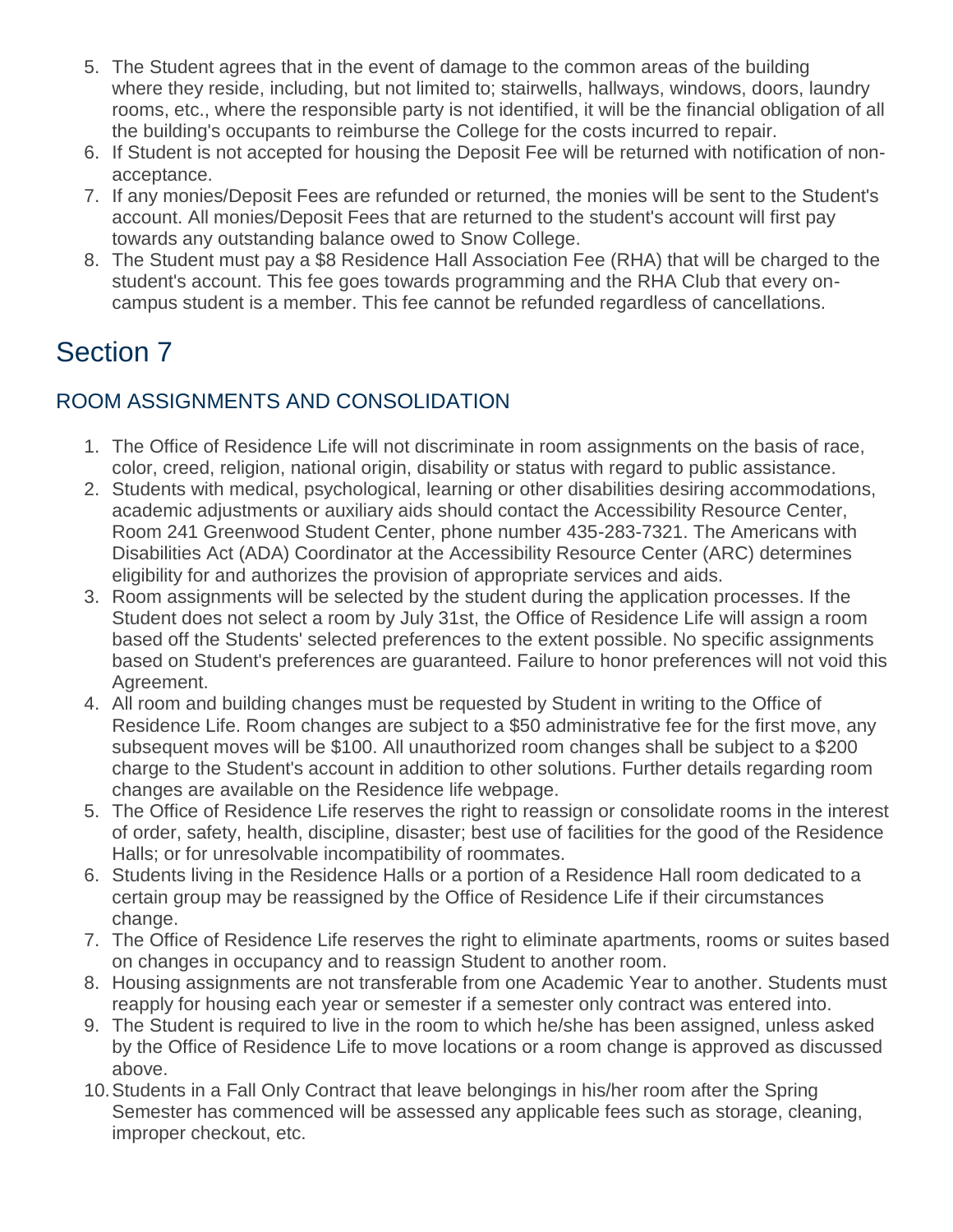5. The Student agrees that in the event of damage to the common areas of the building where they reside, including, but not limited to; stairwells, hallways, windows, doors, laundry rooms, etc., where the responsible party is not identified, it will be the financial obligation of all the building's occupants to reimburse the College for the costs incurred to repair.
6. If Student is not accepted for housing the Deposit Fee will be returned with notification of non-acceptance.
7. If any monies/Deposit Fees are refunded or returned, the monies will be sent to the Student's account. All monies/Deposit Fees that are returned to the student's account will first pay towards any outstanding balance owed to Snow College.
8. The Student must pay a $8 Residence Hall Association Fee (RHA) that will be charged to the student's account. This fee goes towards programming and the RHA Club that every on-campus student is a member. This fee cannot be refunded regardless of cancellations.

# Section 7

## ROOM ASSIGNMENTS AND CONSOLIDATION

1. The Office of Residence Life will not discriminate in room assignments on the basis of race, color, creed, religion, national origin, disability or status with regard to public assistance.
2. Students with medical, psychological, learning or other disabilities desiring accommodations, academic adjustments or auxiliary aids should contact the Accessibility Resource Center, Room 241 Greenwood Student Center, phone number 435-283-7321. The Americans with Disabilities Act (ADA) Coordinator at the Accessibility Resource Center (ARC) determines eligibility for and authorizes the provision of appropriate services and aids.
3. Room assignments will be selected by the student during the application processes. If the Student does not select a room by July 31st, the Office of Residence Life will assign a room based off the Students' selected preferences to the extent possible. No specific assignments based on Student's preferences are guaranteed. Failure to honor preferences will not void this Agreement.
4. All room and building changes must be requested by Student in writing to the Office of Residence Life. Room changes are subject to a $50 administrative fee for the first move, any subsequent moves will be $100. All unauthorized room changes shall be subject to a $200 charge to the Student's account in addition to other solutions. Further details regarding room changes are available on the Residence life webpage.
5. The Office of Residence Life reserves the right to reassign or consolidate rooms in the interest of order, safety, health, discipline, disaster; best use of facilities for the good of the Residence Halls; or for unresolvable incompatibility of roommates.
6. Students living in the Residence Halls or a portion of a Residence Hall room dedicated to a certain group may be reassigned by the Office of Residence Life if their circumstances change.
7. The Office of Residence Life reserves the right to eliminate apartments, rooms or suites based on changes in occupancy and to reassign Student to another room.
8. Housing assignments are not transferable from one Academic Year to another. Students must reapply for housing each year or semester if a semester only contract was entered into.
9. The Student is required to live in the room to which he/she has been assigned, unless asked by the Office of Residence Life to move locations or a room change is approved as discussed above.
10. Students in a Fall Only Contract that leave belongings in his/her room after the Spring Semester has commenced will be assessed any applicable fees such as storage, cleaning, improper checkout, etc.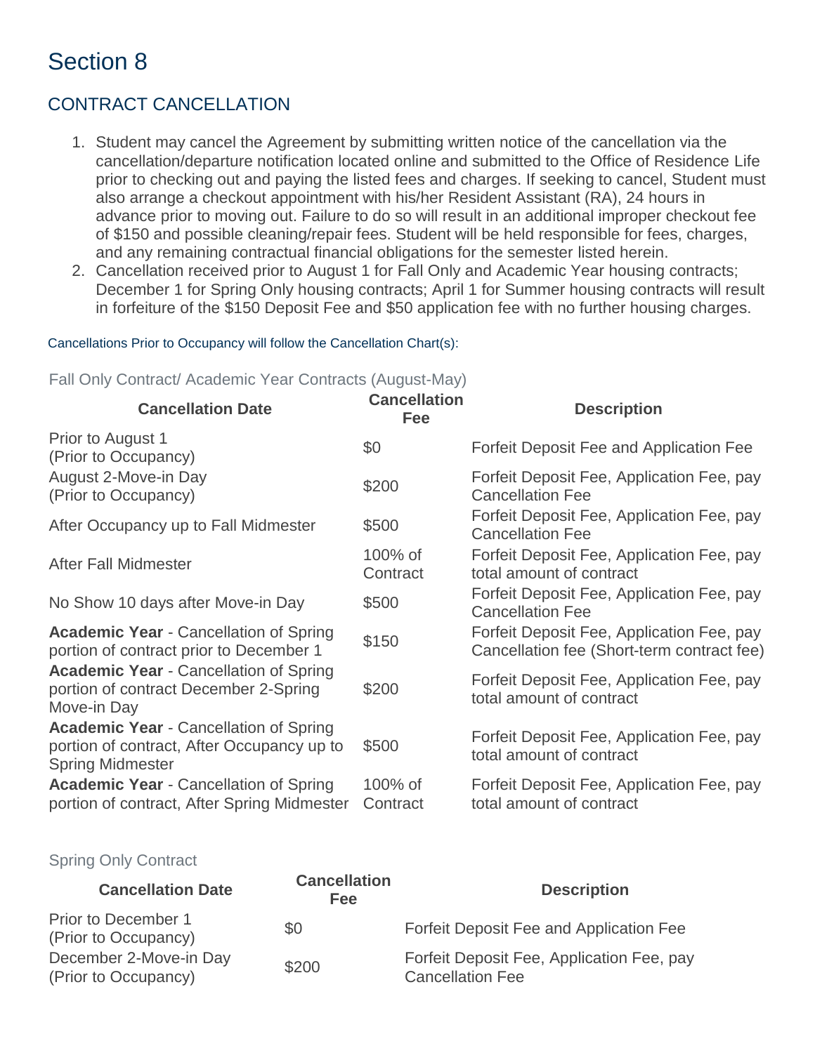# Section 8

## CONTRACT CANCELLATION

1. Student may cancel the Agreement by submitting written notice of the cancellation via the cancellation/departure notification located online and submitted to the Office of Residence Life prior to checking out and paying the listed fees and charges. If seeking to cancel, Student must also arrange a checkout appointment with his/her Resident Assistant (RA), 24 hours in advance prior to moving out. Failure to do so will result in an additional improper checkout fee of $150 and possible cleaning/repair fees. Student will be held responsible for fees, charges, and any remaining contractual financial obligations for the semester listed herein.
2. Cancellation received prior to August 1 for Fall Only and Academic Year housing contracts; December 1 for Spring Only housing contracts; April 1 for Summer housing contracts will result in forfeiture of the $150 Deposit Fee and $50 application fee with no further housing charges.

Cancellations Prior to Occupancy will follow the Cancellation Chart(s):

Fall Only Contract/ Academic Year Contracts (August-May)

| Cancellation Date | Cancellation Fee | Description |
|---|---|---|
| Prior to August 1 (Prior to Occupancy) | $0 | Forfeit Deposit Fee and Application Fee |
| August 2-Move-in Day (Prior to Occupancy) | $200 | Forfeit Deposit Fee, Application Fee, pay Cancellation Fee |
| After Occupancy up to Fall Midmester | $500 | Forfeit Deposit Fee, Application Fee, pay Cancellation Fee |
| After Fall Midmester | 100% of Contract | Forfeit Deposit Fee, Application Fee, pay total amount of contract |
| No Show 10 days after Move-in Day | $500 | Forfeit Deposit Fee, Application Fee, pay Cancellation Fee |
| **Academic Year** - Cancellation of Spring portion of contract prior to December 1 | $150 | Forfeit Deposit Fee, Application Fee, pay Cancellation fee (Short-term contract fee) |
| **Academic Year** - Cancellation of Spring portion of contract December 2-Spring Move-in Day | $200 | Forfeit Deposit Fee, Application Fee, pay total amount of contract |
| **Academic Year** - Cancellation of Spring portion of contract, After Occupancy up to Spring Midmester | $500 | Forfeit Deposit Fee, Application Fee, pay total amount of contract |
| **Academic Year** - Cancellation of Spring portion of contract, After Spring Midmester | 100% of Contract | Forfeit Deposit Fee, Application Fee, pay total amount of contract |

Spring Only Contract

| Cancellation Date | Cancellation Fee | Description |
|---|---|---|
| Prior to December 1 (Prior to Occupancy) | $0 | Forfeit Deposit Fee and Application Fee |
| December 2-Move-in Day (Prior to Occupancy) | $200 | Forfeit Deposit Fee, Application Fee, pay Cancellation Fee |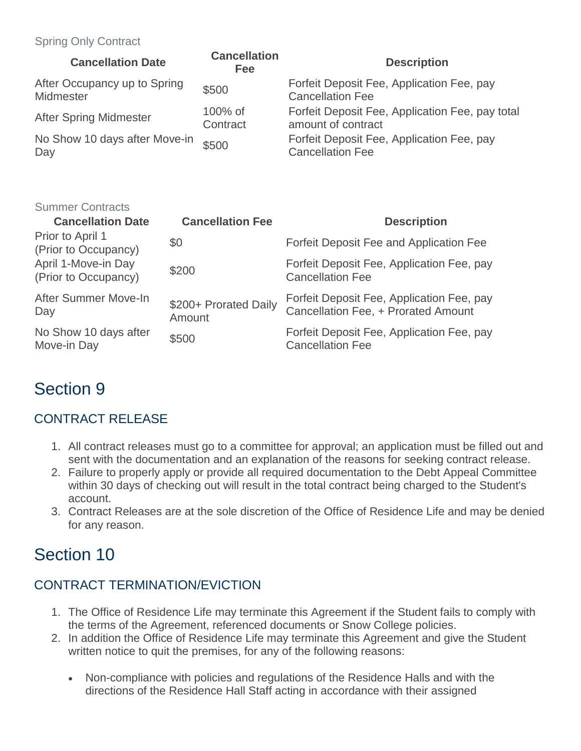Spring Only Contract

| Cancellation Date | Cancellation Fee | Description |
|---|---|---|
| After Occupancy up to Spring Midmester | $500 | Forfeit Deposit Fee, Application Fee, pay Cancellation Fee |
| After Spring Midmester | 100% of Contract | Forfeit Deposit Fee, Application Fee, pay total amount of contract |
| No Show 10 days after Move-in Day | $500 | Forfeit Deposit Fee, Application Fee, pay Cancellation Fee |

Summer Contracts

| Cancellation Date | Cancellation Fee | Description |
|---|---|---|
| Prior to April 1 (Prior to Occupancy) | $0 | Forfeit Deposit Fee and Application Fee |
| April 1-Move-in Day (Prior to Occupancy) | $200 | Forfeit Deposit Fee, Application Fee, pay Cancellation Fee |
| After Summer Move-In Day | $200+ Prorated Daily Amount | Forfeit Deposit Fee, Application Fee, pay Cancellation Fee, + Prorated Amount |
| No Show 10 days after Move-in Day | $500 | Forfeit Deposit Fee, Application Fee, pay Cancellation Fee |

# Section 9

## CONTRACT RELEASE

1. All contract releases must go to a committee for approval; an application must be filled out and sent with the documentation and an explanation of the reasons for seeking contract release.
2. Failure to properly apply or provide all required documentation to the Debt Appeal Committee within 30 days of checking out will result in the total contract being charged to the Student's account.
3. Contract Releases are at the sole discretion of the Office of Residence Life and may be denied for any reason.

# Section 10

## CONTRACT TERMINATION/EVICTION

1. The Office of Residence Life may terminate this Agreement if the Student fails to comply with the terms of the Agreement, referenced documents or Snow College policies.
2. In addition the Office of Residence Life may terminate this Agreement and give the Student written notice to quit the premises, for any of the following reasons:
   - Non-compliance with policies and regulations of the Residence Halls and with the directions of the Residence Hall Staff acting in accordance with their assigned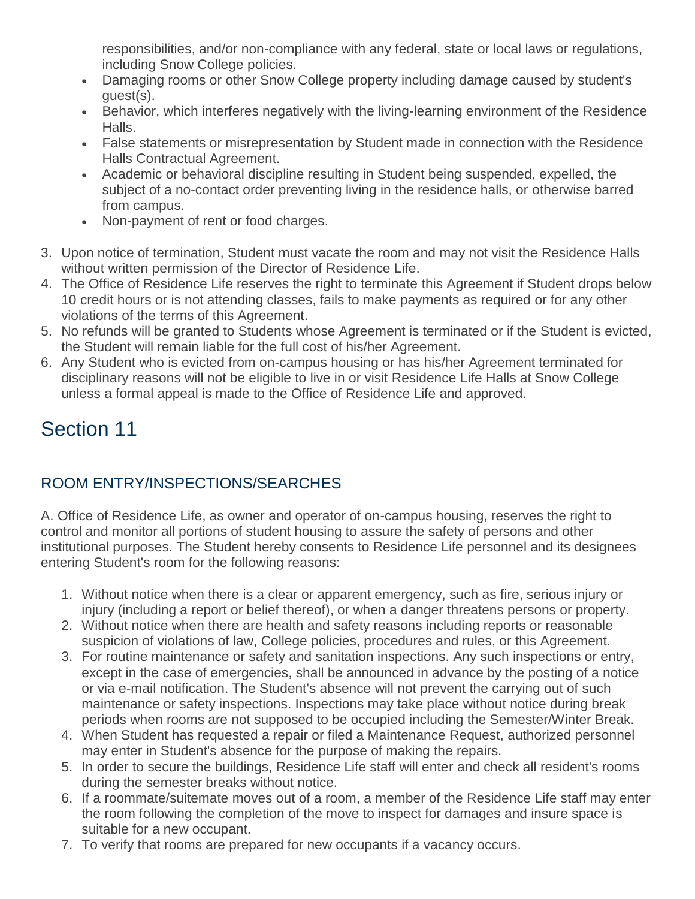responsibilities, and/or non-compliance with any federal, state or local laws or regulations, including Snow College policies.

- Damaging rooms or other Snow College property including damage caused by student's guest(s).
- Behavior, which interferes negatively with the living-learning environment of the Residence Halls.
- False statements or misrepresentation by Student made in connection with the Residence Halls Contractual Agreement.
- Academic or behavioral discipline resulting in Student being suspended, expelled, the subject of a no-contact order preventing living in the residence halls, or otherwise barred from campus.
- Non-payment of rent or food charges.

3. Upon notice of termination, Student must vacate the room and may not visit the Residence Halls without written permission of the Director of Residence Life.
4. The Office of Residence Life reserves the right to terminate this Agreement if Student drops below 10 credit hours or is not attending classes, fails to make payments as required or for any other violations of the terms of this Agreement.
5. No refunds will be granted to Students whose Agreement is terminated or if the Student is evicted, the Student will remain liable for the full cost of his/her Agreement.
6. Any Student who is evicted from on-campus housing or has his/her Agreement terminated for disciplinary reasons will not be eligible to live in or visit Residence Life Halls at Snow College unless a formal appeal is made to the Office of Residence Life and approved.

# Section 11

## ROOM ENTRY/INSPECTIONS/SEARCHES

A. Office of Residence Life, as owner and operator of on-campus housing, reserves the right to control and monitor all portions of student housing to assure the safety of persons and other institutional purposes. The Student hereby consents to Residence Life personnel and its designees entering Student's room for the following reasons:

1. Without notice when there is a clear or apparent emergency, such as fire, serious injury or injury (including a report or belief thereof), or when a danger threatens persons or property.
2. Without notice when there are health and safety reasons including reports or reasonable suspicion of violations of law, College policies, procedures and rules, or this Agreement.
3. For routine maintenance or safety and sanitation inspections. Any such inspections or entry, except in the case of emergencies, shall be announced in advance by the posting of a notice or via e-mail notification. The Student's absence will not prevent the carrying out of such maintenance or safety inspections. Inspections may take place without notice during break periods when rooms are not supposed to be occupied including the Semester/Winter Break.
4. When Student has requested a repair or filed a Maintenance Request, authorized personnel may enter in Student's absence for the purpose of making the repairs.
5. In order to secure the buildings, Residence Life staff will enter and check all resident's rooms during the semester breaks without notice.
6. If a roommate/suitemate moves out of a room, a member of the Residence Life staff may enter the room following the completion of the move to inspect for damages and insure space is suitable for a new occupant.
7. To verify that rooms are prepared for new occupants if a vacancy occurs.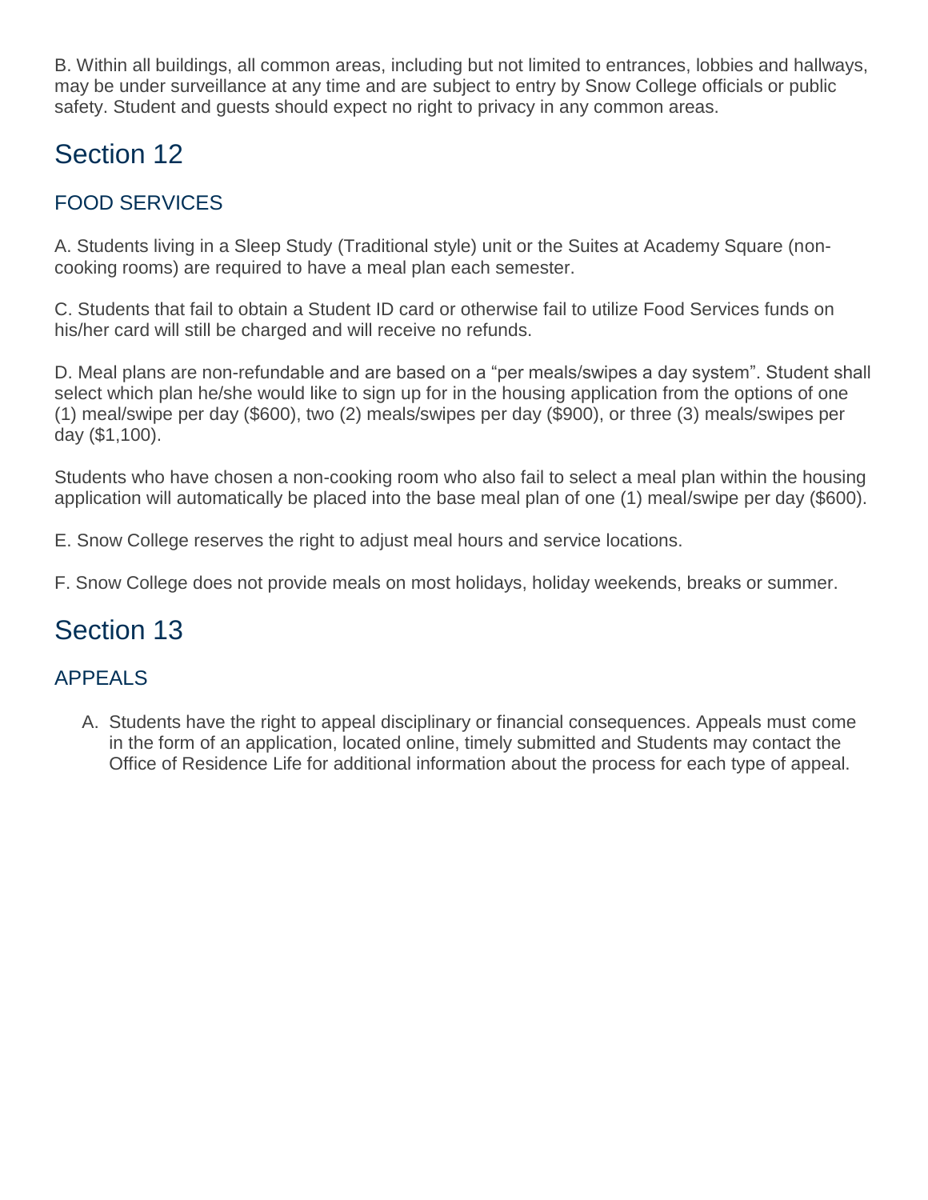B. Within all buildings, all common areas, including but not limited to entrances, lobbies and hallways, may be under surveillance at any time and are subject to entry by Snow College officials or public safety. Student and guests should expect no right to privacy in any common areas.

## Section 12

### FOOD SERVICES

A. Students living in a Sleep Study (Traditional style) unit or the Suites at Academy Square (non-cooking rooms) are required to have a meal plan each semester.

C. Students that fail to obtain a Student ID card or otherwise fail to utilize Food Services funds on his/her card will still be charged and will receive no refunds.

D. Meal plans are non-refundable and are based on a "per meals/swipes a day system". Student shall select which plan he/she would like to sign up for in the housing application from the options of one (1) meal/swipe per day ($600), two (2) meals/swipes per day ($900), or three (3) meals/swipes per day ($1,100).

Students who have chosen a non-cooking room who also fail to select a meal plan within the housing application will automatically be placed into the base meal plan of one (1) meal/swipe per day ($600).

E. Snow College reserves the right to adjust meal hours and service locations.

F. Snow College does not provide meals on most holidays, holiday weekends, breaks or summer.

## Section 13

### APPEALS

A. Students have the right to appeal disciplinary or financial consequences. Appeals must come in the form of an application, located online, timely submitted and Students may contact the Office of Residence Life for additional information about the process for each type of appeal.